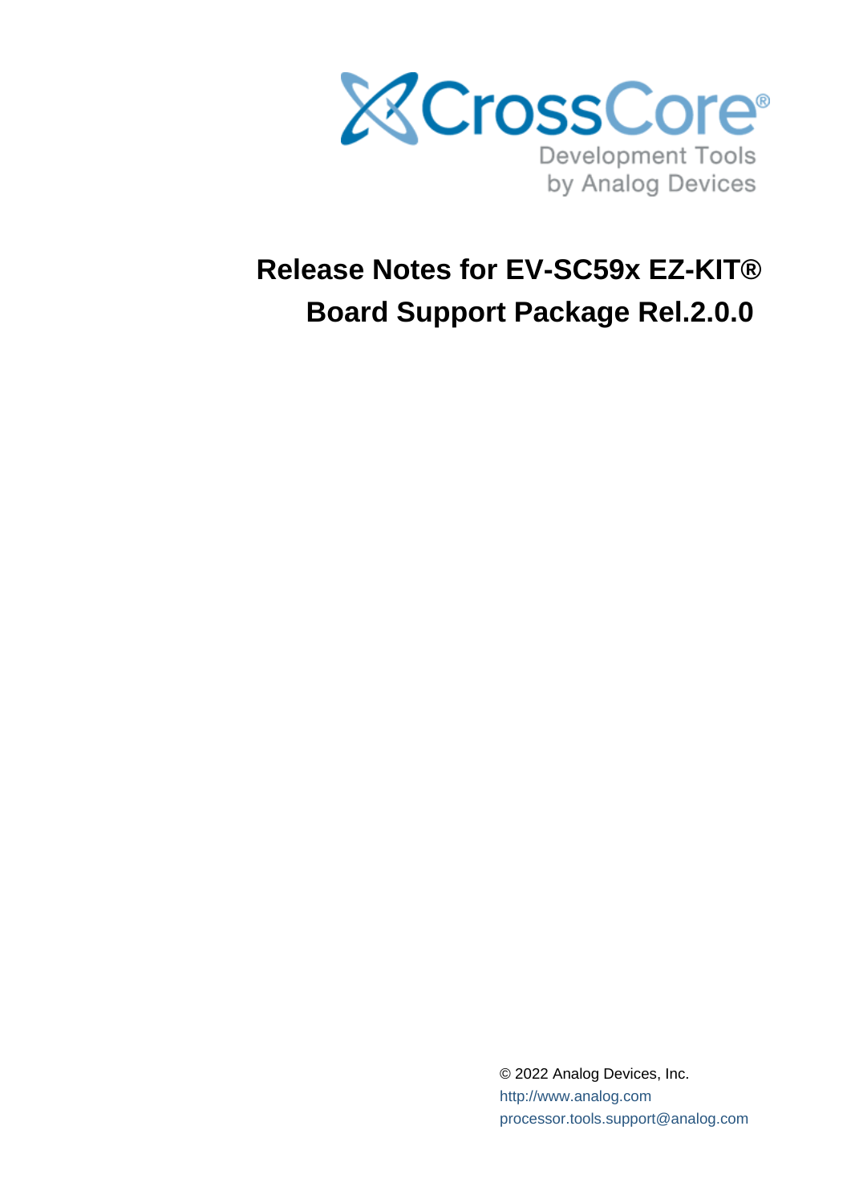CrossCore®

Development Tools
by Analog Devices

# Release Notes for EV-SC59x EZ-KIT® Board Support Package Rel.2.0.0

© 2022 Analog Devices, Inc.
http://www.analog.com
processor.tools.support@analog.com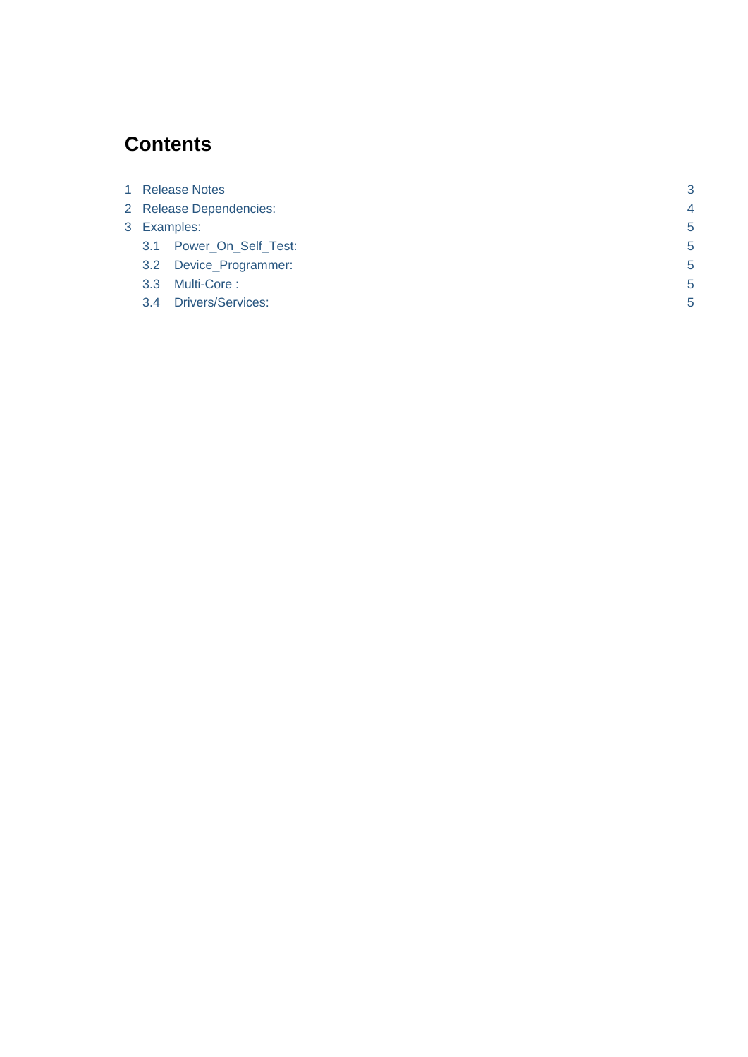# Contents

1 Release Notes 3
2 Release Dependencies: 4
3 Examples: 5
   3.1 Power_On_Self_Test: 5
   3.2 Device_Programmer: 5
   3.3 Multi-Core : 5
   3.4 Drivers/Services: 5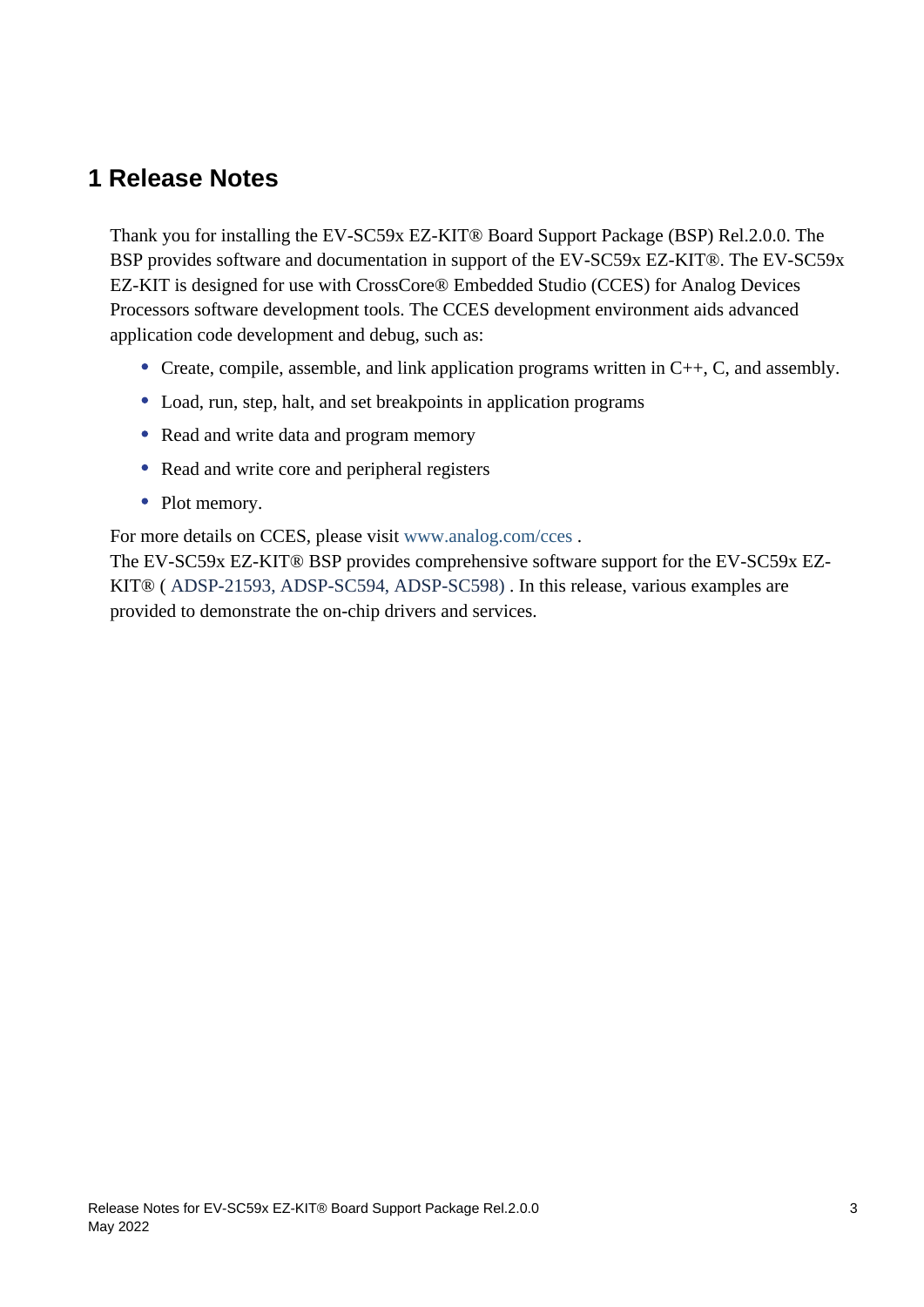# 1 Release Notes

Thank you for installing the EV-SC59x EZ-KIT® Board Support Package (BSP) Rel.2.0.0. The BSP provides software and documentation in support of the EV-SC59x EZ-KIT®. The EV-SC59x EZ-KIT is designed for use with CrossCore® Embedded Studio (CCES) for Analog Devices Processors software development tools. The CCES development environment aids advanced application code development and debug, such as:

- Create, compile, assemble, and link application programs written in C++, C, and assembly.
- Load, run, step, halt, and set breakpoints in application programs
- Read and write data and program memory
- Read and write core and peripheral registers
- Plot memory.

For more details on CCES, please visit www.analog.com/cces .
The EV-SC59x EZ-KIT® BSP provides comprehensive software support for the EV-SC59x EZ-KIT® ( ADSP-21593, ADSP-SC594, ADSP-SC598) . In this release, various examples are provided to demonstrate the on-chip drivers and services.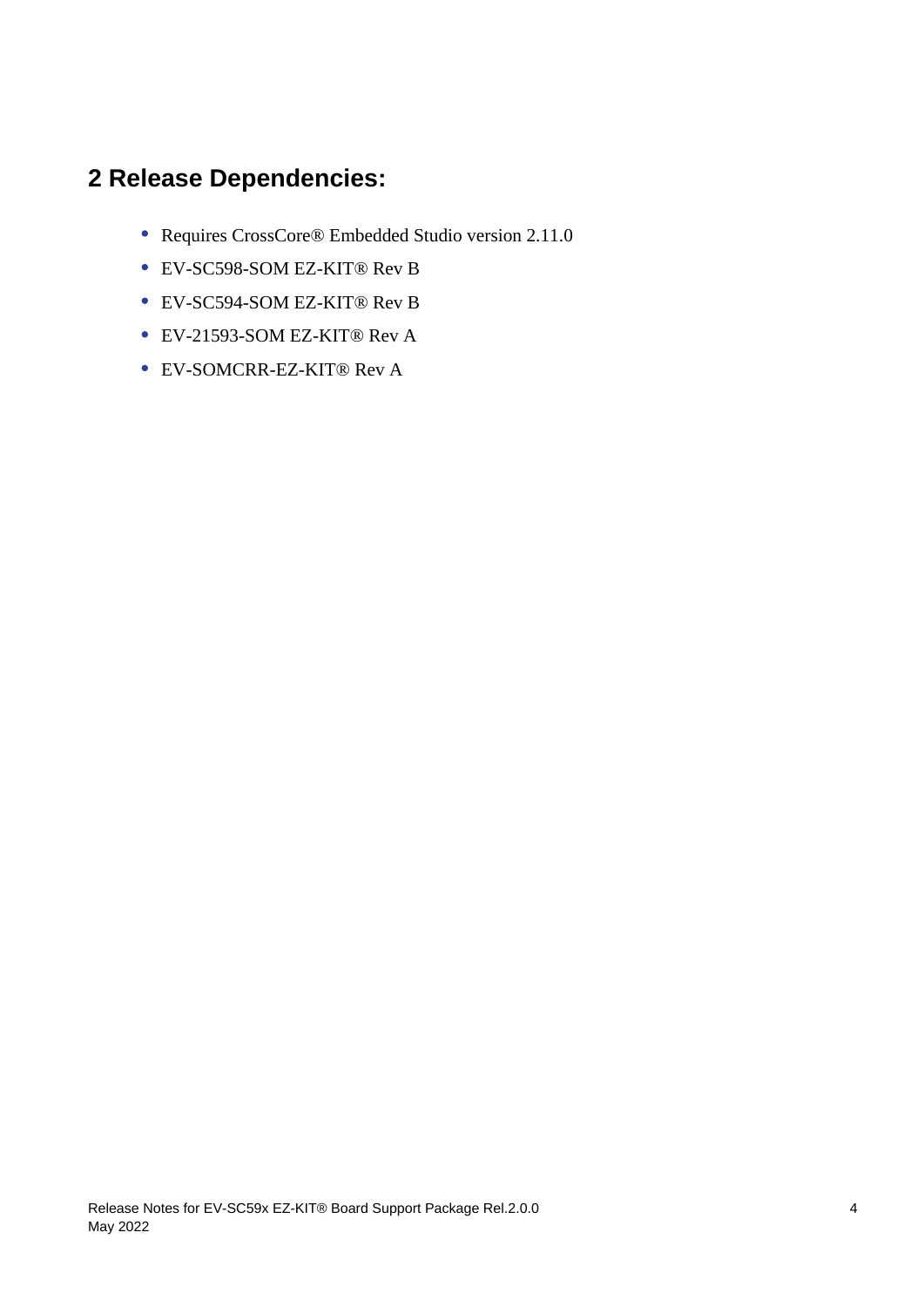## 2 Release Dependencies:

- Requires CrossCore® Embedded Studio version 2.11.0
- EV-SC598-SOM EZ-KIT® Rev B
- EV-SC594-SOM EZ-KIT® Rev B
- EV-21593-SOM EZ-KIT® Rev A
- EV-SOMCRR-EZ-KIT® Rev A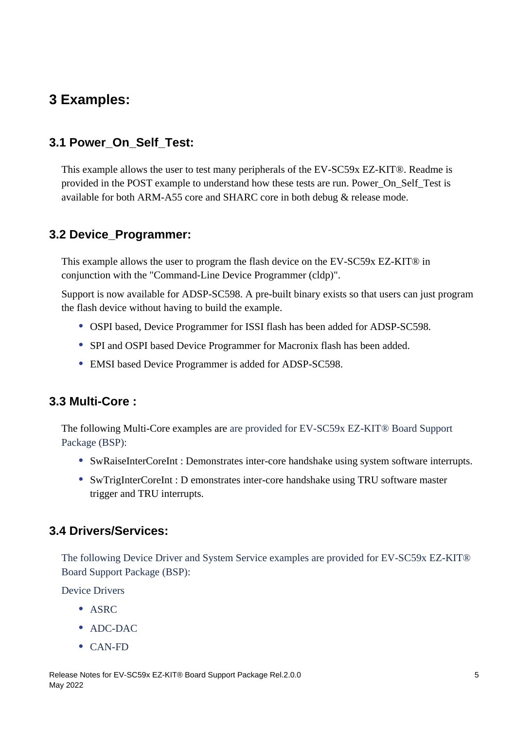# 3 Examples:

## 3.1 Power_On_Self_Test:

This example allows the user to test many peripherals of the EV-SC59x EZ-KIT®. Readme is provided in the POST example to understand how these tests are run. Power_On_Self_Test is available for both ARM-A55 core and SHARC core in both debug & release mode.

## 3.2 Device_Programmer:

This example allows the user to program the flash device on the EV-SC59x EZ-KIT® in conjunction with the "Command-Line Device Programmer (cldp)".

Support is now available for ADSP-SC598. A pre-built binary exists so that users can just program the flash device without having to build the example.

- OSPI based, Device Programmer for ISSI flash has been added for ADSP-SC598.
- SPI and OSPI based Device Programmer for Macronix flash has been added.
- EMSI based Device Programmer is added for ADSP-SC598.

## 3.3 Multi-Core :

The following Multi-Core examples are are provided for EV-SC59x EZ-KIT® Board Support Package (BSP):

- SwRaiseInterCoreInt : Demonstrates inter-core handshake using system software interrupts.
- SwTrigInterCoreInt : D emonstrates inter-core handshake using TRU software master trigger and TRU interrupts.

## 3.4 Drivers/Services:

The following Device Driver and System Service examples are provided for EV-SC59x EZ-KIT® Board Support Package (BSP):

Device Drivers

- ASRC
- ADC-DAC
- CAN-FD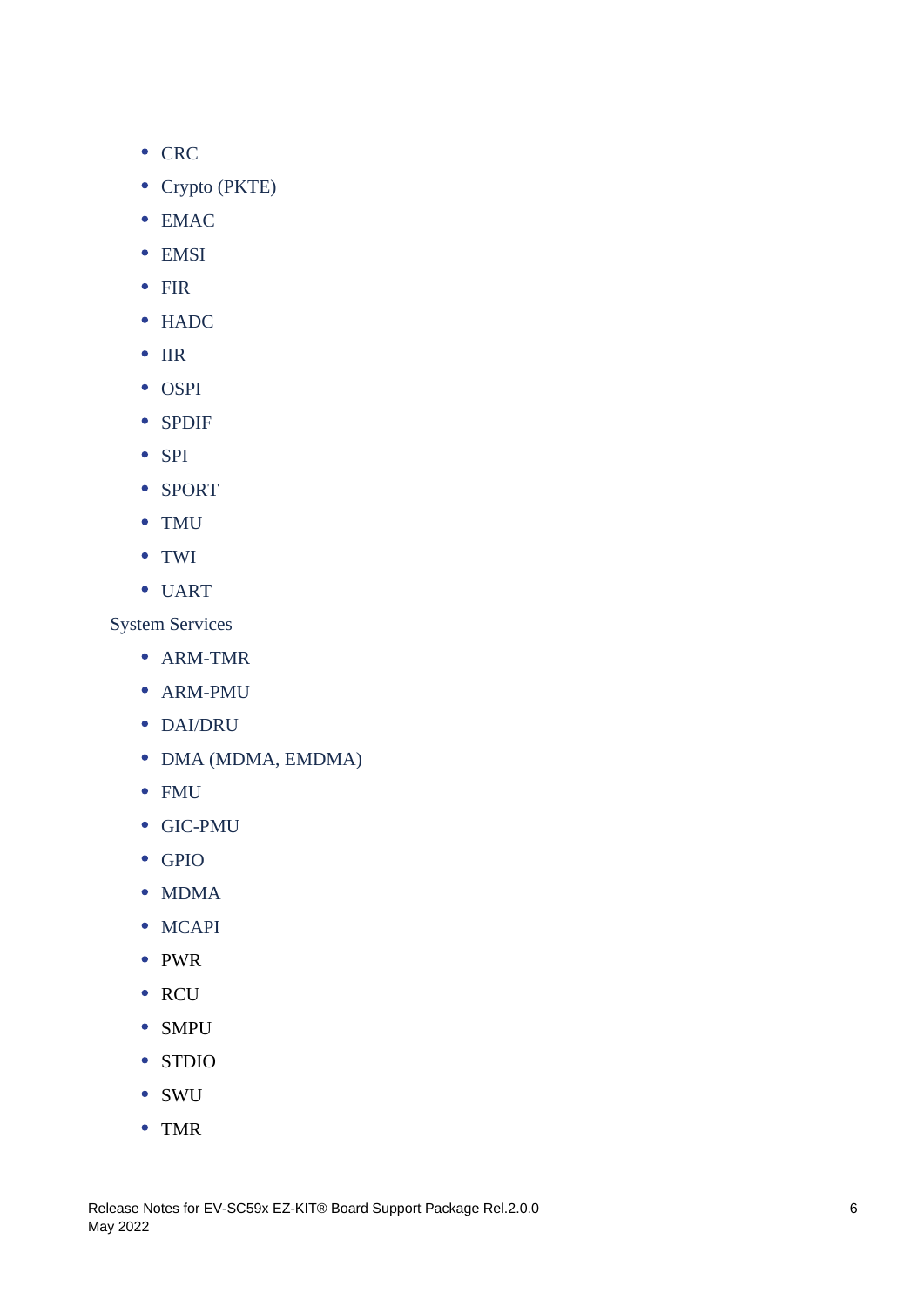- CRC
- Crypto (PKTE)
- EMAC
- EMSI
- FIR
- HADC
- IIR
- OSPI
- SPDIF
- SPI
- SPORT
- TMU
- TWI
- UART

System Services

- ARM-TMR
- ARM-PMU
- DAI/DRU
- DMA (MDMA, EMDMA)
- FMU
- GIC-PMU
- GPIO
- MDMA
- MCAPI
- PWR
- RCU
- SMPU
- STDIO
- SWU
- TMR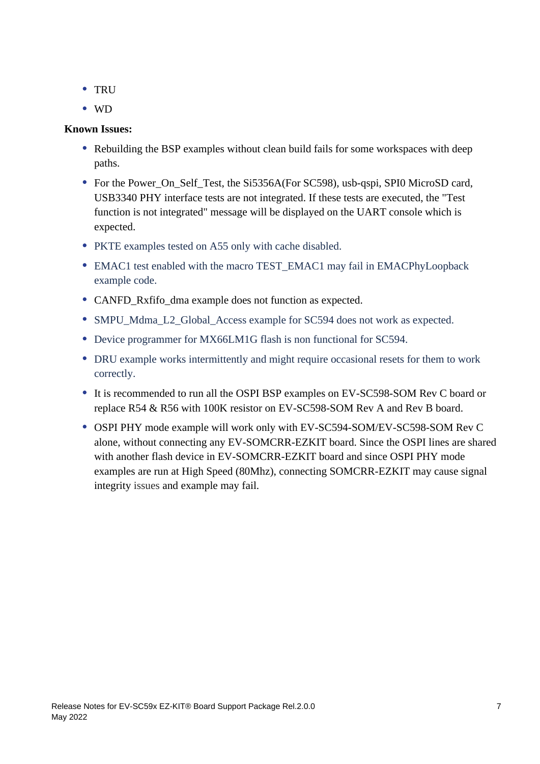- TRU
- WD

**Known Issues:**

- Rebuilding the BSP examples without clean build fails for some workspaces with deep paths.
- For the Power_On_Self_Test, the Si5356A(For SC598), usb-qspi, SPI0 MicroSD card, USB3340 PHY interface tests are not integrated. If these tests are executed, the "Test function is not integrated" message will be displayed on the UART console which is expected.
- PKTE examples tested on A55 only with cache disabled.
- EMAC1 test enabled with the macro TEST_EMAC1 may fail in EMACPhyLoopback example code.
- CANFD_Rxfifo_dma example does not function as expected.
- SMPU_Mdma_L2_Global_Access example for SC594 does not work as expected.
- Device programmer for MX66LM1G flash is non functional for SC594.
- DRU example works intermittently and might require occasional resets for them to work correctly.
- It is recommended to run all the OSPI BSP examples on EV-SC598-SOM Rev C board or replace R54 & R56 with 100K resistor on EV-SC598-SOM Rev A and Rev B board.
- OSPI PHY mode example will work only with EV-SC594-SOM/EV-SC598-SOM Rev C alone, without connecting any EV-SOMCRR-EZKIT board. Since the OSPI lines are shared with another flash device in EV-SOMCRR-EZKIT board and since OSPI PHY mode examples are run at High Speed (80Mhz), connecting SOMCRR-EZKIT may cause signal integrity issues and example may fail.